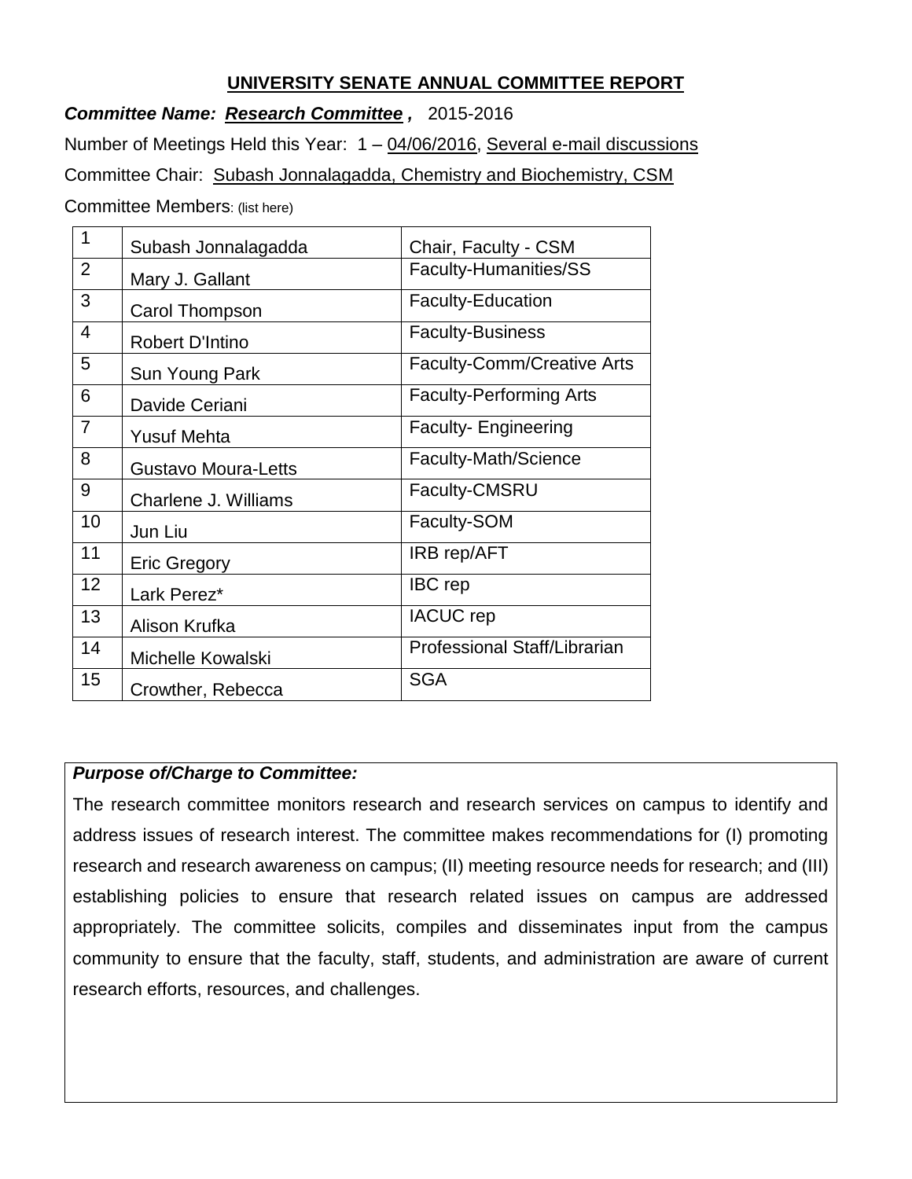# UNIVERSITY SENATE ANNUAL COMMITTEE REPORT

***Committee Name: Research Committee ,*** 2015-2016

Number of Meetings Held this Year: 1 – 04/06/2016, Several e-mail discussions

Committee Chair: Subash Jonnalagadda, Chemistry and Biochemistry, CSM

Committee Members: (list here)

| | | |
|---|---|---|
| 1 | Subash Jonnalagadda | Chair, Faculty - CSM |
| 2 | Mary J. Gallant | Faculty-Humanities/SS |
| 3 | Carol Thompson | Faculty-Education |
| 4 | Robert D'Intino | Faculty-Business |
| 5 | Sun Young Park | Faculty-Comm/Creative Arts |
| 6 | Davide Ceriani | Faculty-Performing Arts |
| 7 | Yusuf Mehta | Faculty- Engineering |
| 8 | Gustavo Moura-Letts | Faculty-Math/Science |
| 9 | Charlene J. Williams | Faculty-CMSRU |
| 10 | Jun Liu | Faculty-SOM |
| 11 | Eric Gregory | IRB rep/AFT |
| 12 | Lark Perez* | IBC rep |
| 13 | Alison Krufka | IACUC rep |
| 14 | Michelle Kowalski | Professional Staff/Librarian |
| 15 | Crowther, Rebecca | SGA |

***Purpose of/Charge to Committee:***

The research committee monitors research and research services on campus to identify and address issues of research interest. The committee makes recommendations for (I) promoting research and research awareness on campus; (II) meeting resource needs for research; and (III) establishing policies to ensure that research related issues on campus are addressed appropriately. The committee solicits, compiles and disseminates input from the campus community to ensure that the faculty, staff, students, and administration are aware of current research efforts, resources, and challenges.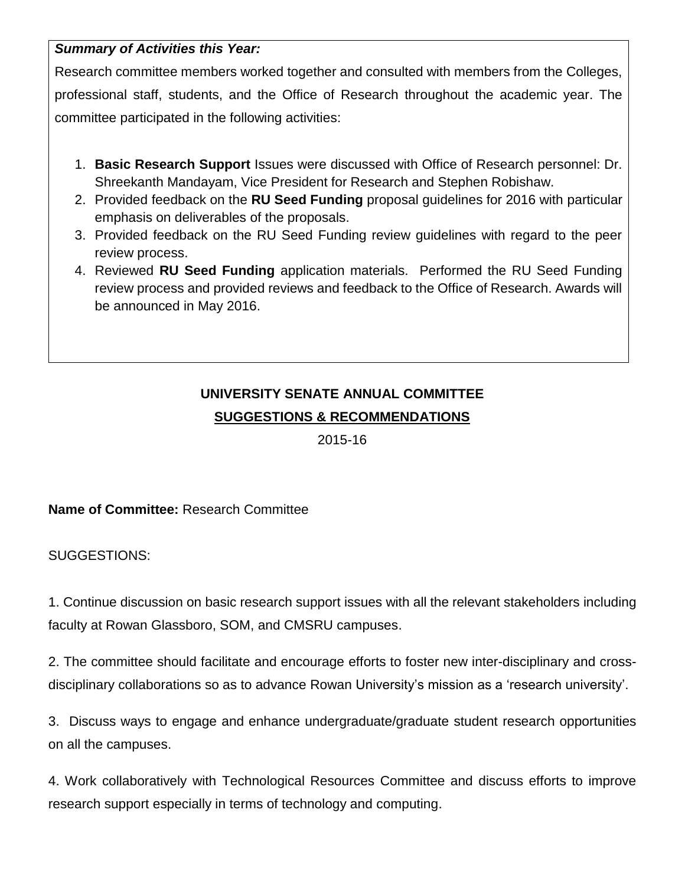***Summary of Activities this Year:***

Research committee members worked together and consulted with members from the Colleges, professional staff, students, and the Office of Research throughout the academic year. The committee participated in the following activities:

1. **Basic Research Support** Issues were discussed with Office of Research personnel: Dr. Shreekanth Mandayam, Vice President for Research and Stephen Robishaw.
2. Provided feedback on the **RU Seed Funding** proposal guidelines for 2016 with particular emphasis on deliverables of the proposals.
3. Provided feedback on the RU Seed Funding review guidelines with regard to the peer review process.
4. Reviewed **RU Seed Funding** application materials. Performed the RU Seed Funding review process and provided reviews and feedback to the Office of Research. Awards will be announced in May 2016.

## UNIVERSITY SENATE ANNUAL COMMITTEE

## SUGGESTIONS & RECOMMENDATIONS

2015-16

**Name of Committee:** Research Committee

SUGGESTIONS:

1. Continue discussion on basic research support issues with all the relevant stakeholders including faculty at Rowan Glassboro, SOM, and CMSRU campuses.

2. The committee should facilitate and encourage efforts to foster new inter-disciplinary and cross-disciplinary collaborations so as to advance Rowan University's mission as a 'research university'.

3. Discuss ways to engage and enhance undergraduate/graduate student research opportunities on all the campuses.

4. Work collaboratively with Technological Resources Committee and discuss efforts to improve research support especially in terms of technology and computing.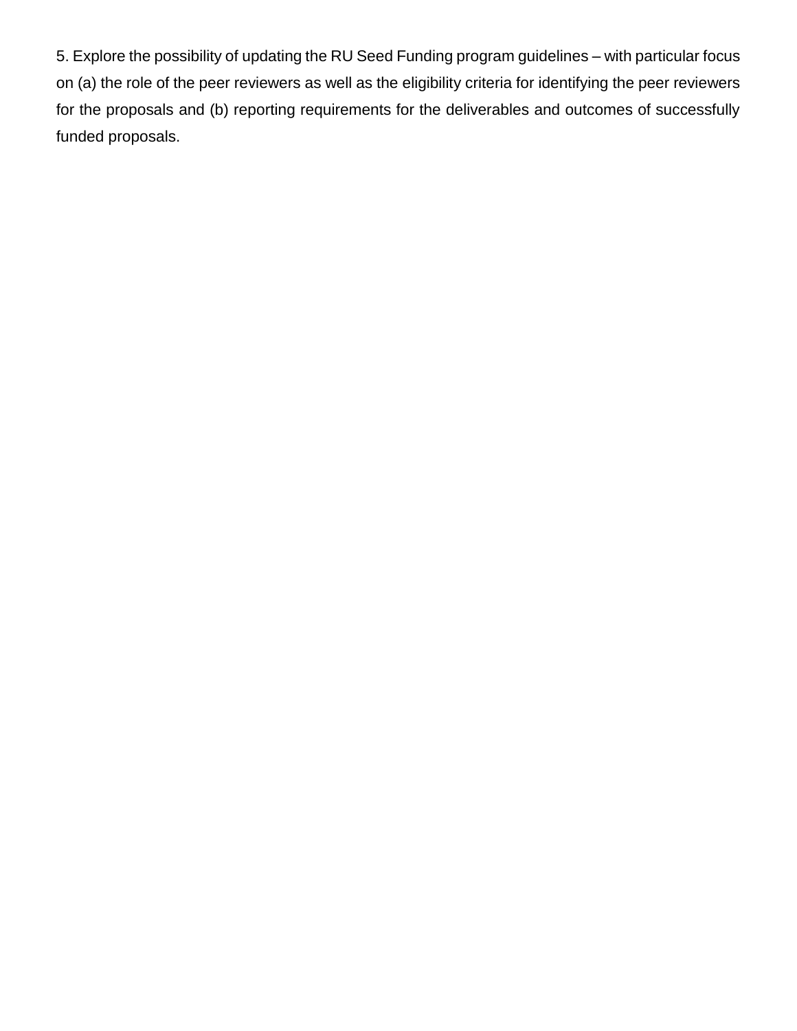5. Explore the possibility of updating the RU Seed Funding program guidelines – with particular focus on (a) the role of the peer reviewers as well as the eligibility criteria for identifying the peer reviewers for the proposals and (b) reporting requirements for the deliverables and outcomes of successfully funded proposals.